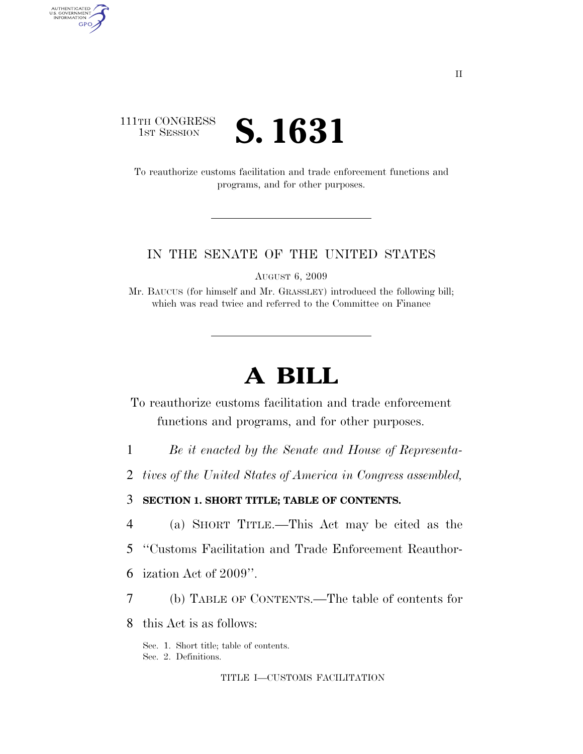111TH CONGRESS
1ST SESSION

# S. 1631

To reauthorize customs facilitation and trade enforcement functions and programs, and for other purposes.

---

IN THE SENATE OF THE UNITED STATES

AUGUST 6, 2009

Mr. BAUCUS (for himself and Mr. GRASSLEY) introduced the following bill; which was read twice and referred to the Committee on Finance

---

# A BILL

To reauthorize customs facilitation and trade enforcement functions and programs, and for other purposes.

*Be it enacted by the Senate and House of Representatives of the United States of America in Congress assembled,*

**SECTION 1. SHORT TITLE; TABLE OF CONTENTS.**

(a) SHORT TITLE.—This Act may be cited as the "Customs Facilitation and Trade Enforcement Reauthorization Act of 2009".

(b) TABLE OF CONTENTS.—The table of contents for this Act is as follows:

Sec. 1. Short title; table of contents.
Sec. 2. Definitions.

TITLE I—CUSTOMS FACILITATION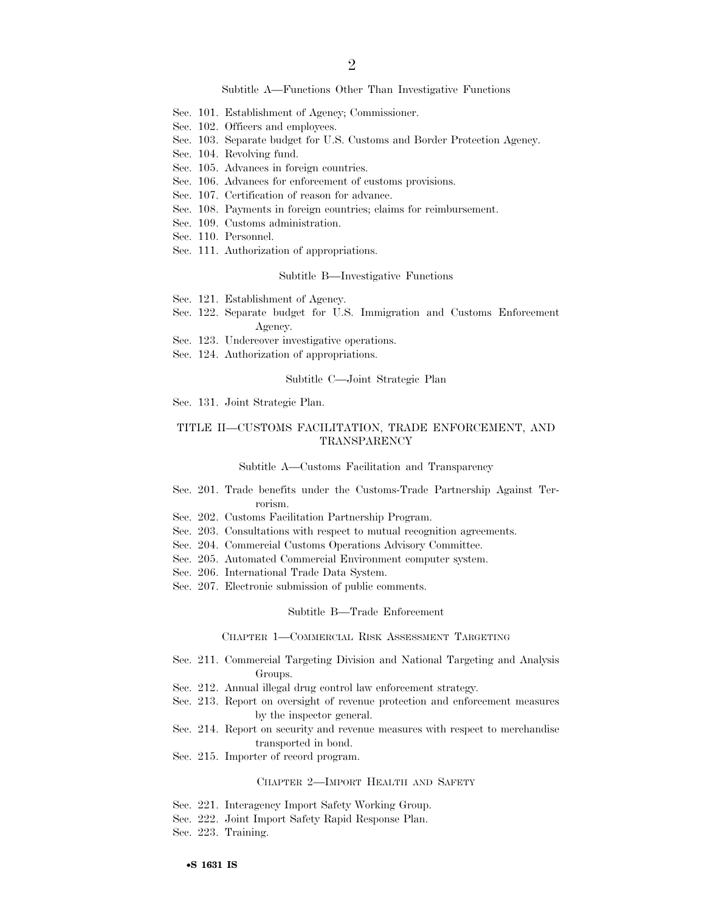### Subtitle A—Functions Other Than Investigative Functions

Sec. 101. Establishment of Agency; Commissioner.
Sec. 102. Officers and employees.
Sec. 103. Separate budget for U.S. Customs and Border Protection Agency.
Sec. 104. Revolving fund.
Sec. 105. Advances in foreign countries.
Sec. 106. Advances for enforcement of customs provisions.
Sec. 107. Certification of reason for advance.
Sec. 108. Payments in foreign countries; claims for reimbursement.
Sec. 109. Customs administration.
Sec. 110. Personnel.
Sec. 111. Authorization of appropriations.

### Subtitle B—Investigative Functions

Sec. 121. Establishment of Agency.
Sec. 122. Separate budget for U.S. Immigration and Customs Enforcement Agency.
Sec. 123. Undercover investigative operations.
Sec. 124. Authorization of appropriations.

### Subtitle C—Joint Strategic Plan

Sec. 131. Joint Strategic Plan.

## TITLE II—CUSTOMS FACILITATION, TRADE ENFORCEMENT, AND TRANSPARENCY

### Subtitle A—Customs Facilitation and Transparency

Sec. 201. Trade benefits under the Customs-Trade Partnership Against Terrorism.
Sec. 202. Customs Facilitation Partnership Program.
Sec. 203. Consultations with respect to mutual recognition agreements.
Sec. 204. Commercial Customs Operations Advisory Committee.
Sec. 205. Automated Commercial Environment computer system.
Sec. 206. International Trade Data System.
Sec. 207. Electronic submission of public comments.

### Subtitle B—Trade Enforcement

#### Chapter 1—Commercial Risk Assessment Targeting

Sec. 211. Commercial Targeting Division and National Targeting and Analysis Groups.
Sec. 212. Annual illegal drug control law enforcement strategy.
Sec. 213. Report on oversight of revenue protection and enforcement measures by the inspector general.
Sec. 214. Report on security and revenue measures with respect to merchandise transported in bond.
Sec. 215. Importer of record program.

#### Chapter 2—Import Health and Safety

Sec. 221. Interagency Import Safety Working Group.
Sec. 222. Joint Import Safety Rapid Response Plan.
Sec. 223. Training.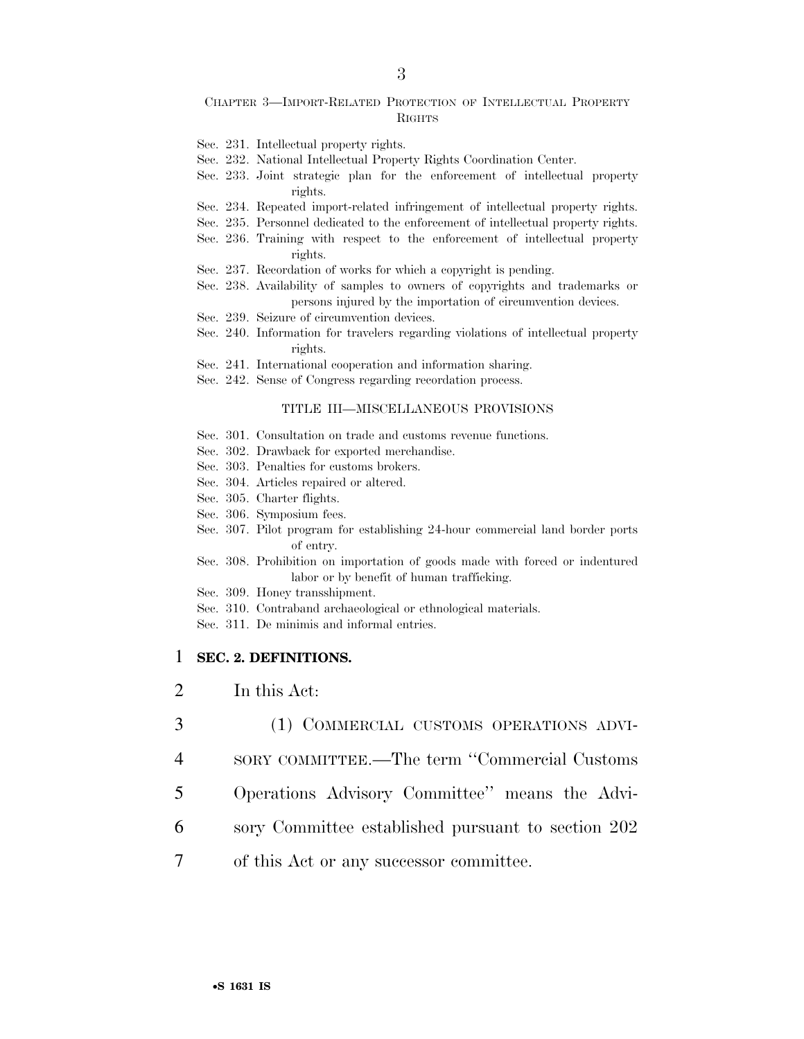CHAPTER 3—IMPORT-RELATED PROTECTION OF INTELLECTUAL PROPERTY RIGHTS

Sec. 231. Intellectual property rights.
Sec. 232. National Intellectual Property Rights Coordination Center.
Sec. 233. Joint strategic plan for the enforcement of intellectual property rights.
Sec. 234. Repeated import-related infringement of intellectual property rights.
Sec. 235. Personnel dedicated to the enforcement of intellectual property rights.
Sec. 236. Training with respect to the enforcement of intellectual property rights.
Sec. 237. Recordation of works for which a copyright is pending.
Sec. 238. Availability of samples to owners of copyrights and trademarks or persons injured by the importation of circumvention devices.
Sec. 239. Seizure of circumvention devices.
Sec. 240. Information for travelers regarding violations of intellectual property rights.
Sec. 241. International cooperation and information sharing.
Sec. 242. Sense of Congress regarding recordation process.

TITLE III—MISCELLANEOUS PROVISIONS

Sec. 301. Consultation on trade and customs revenue functions.
Sec. 302. Drawback for exported merchandise.
Sec. 303. Penalties for customs brokers.
Sec. 304. Articles repaired or altered.
Sec. 305. Charter flights.
Sec. 306. Symposium fees.
Sec. 307. Pilot program for establishing 24-hour commercial land border ports of entry.
Sec. 308. Prohibition on importation of goods made with forced or indentured labor or by benefit of human trafficking.
Sec. 309. Honey transshipment.
Sec. 310. Contraband archaeological or ethnological materials.
Sec. 311. De minimis and informal entries.

1 **SEC. 2. DEFINITIONS.**

2 In this Act:

3 (1) COMMERCIAL CUSTOMS OPERATIONS ADVI-
4 SORY COMMITTEE.—The term "Commercial Customs
5 Operations Advisory Committee" means the Advi-
6 sory Committee established pursuant to section 202
7 of this Act or any successor committee.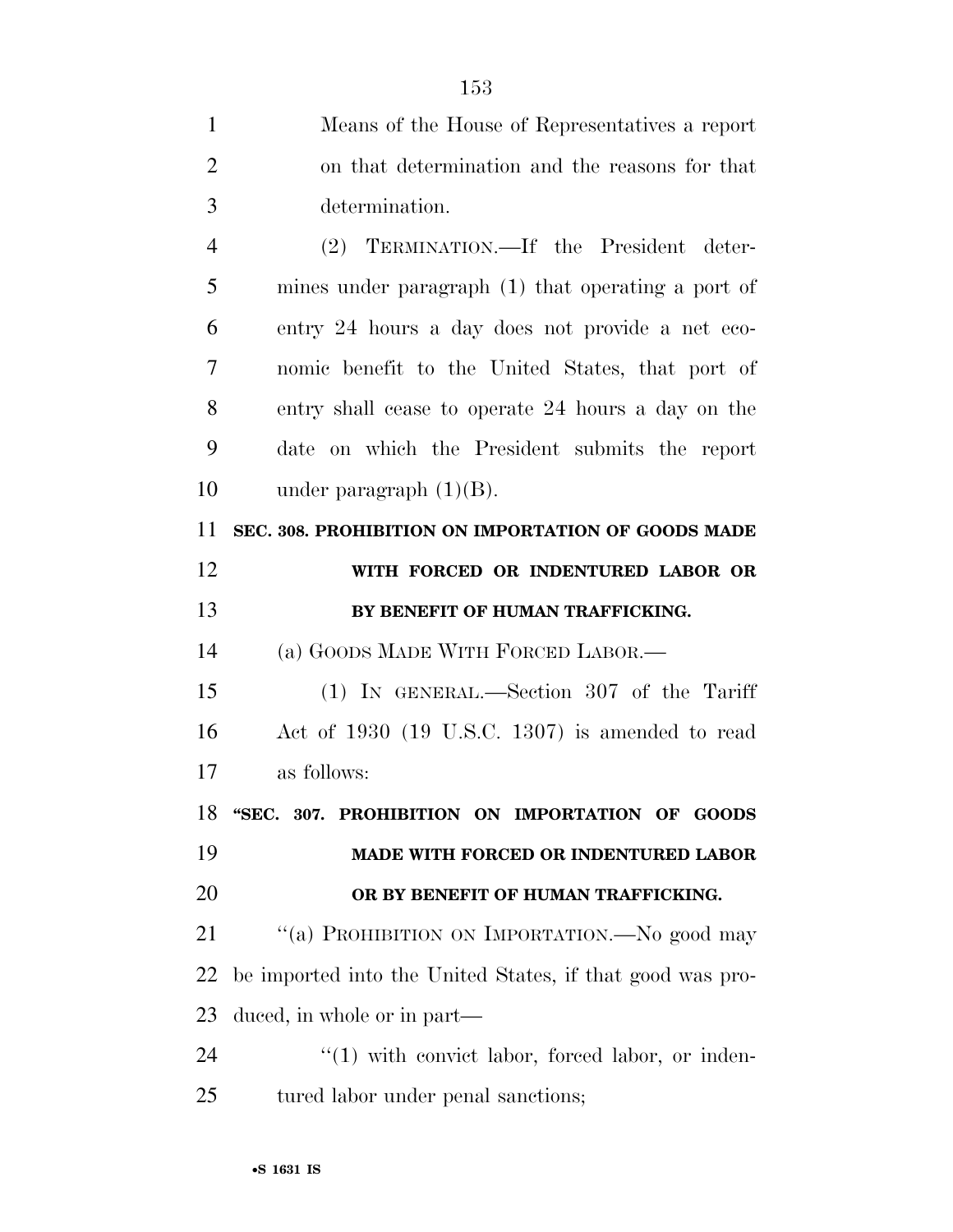Means of the House of Representatives a report on that determination and the reasons for that determination.

(2) TERMINATION.—If the President determines under paragraph (1) that operating a port of entry 24 hours a day does not provide a net economic benefit to the United States, that port of entry shall cease to operate 24 hours a day on the date on which the President submits the report under paragraph (1)(B).

**SEC. 308. PROHIBITION ON IMPORTATION OF GOODS MADE WITH FORCED OR INDENTURED LABOR OR BY BENEFIT OF HUMAN TRAFFICKING.**

(a) GOODS MADE WITH FORCED LABOR.—

(1) IN GENERAL.—Section 307 of the Tariff Act of 1930 (19 U.S.C. 1307) is amended to read as follows:

**"SEC. 307. PROHIBITION ON IMPORTATION OF GOODS MADE WITH FORCED OR INDENTURED LABOR OR BY BENEFIT OF HUMAN TRAFFICKING.**

"(a) PROHIBITION ON IMPORTATION.—No good may be imported into the United States, if that good was produced, in whole or in part—

"(1) with convict labor, forced labor, or indentured labor under penal sanctions;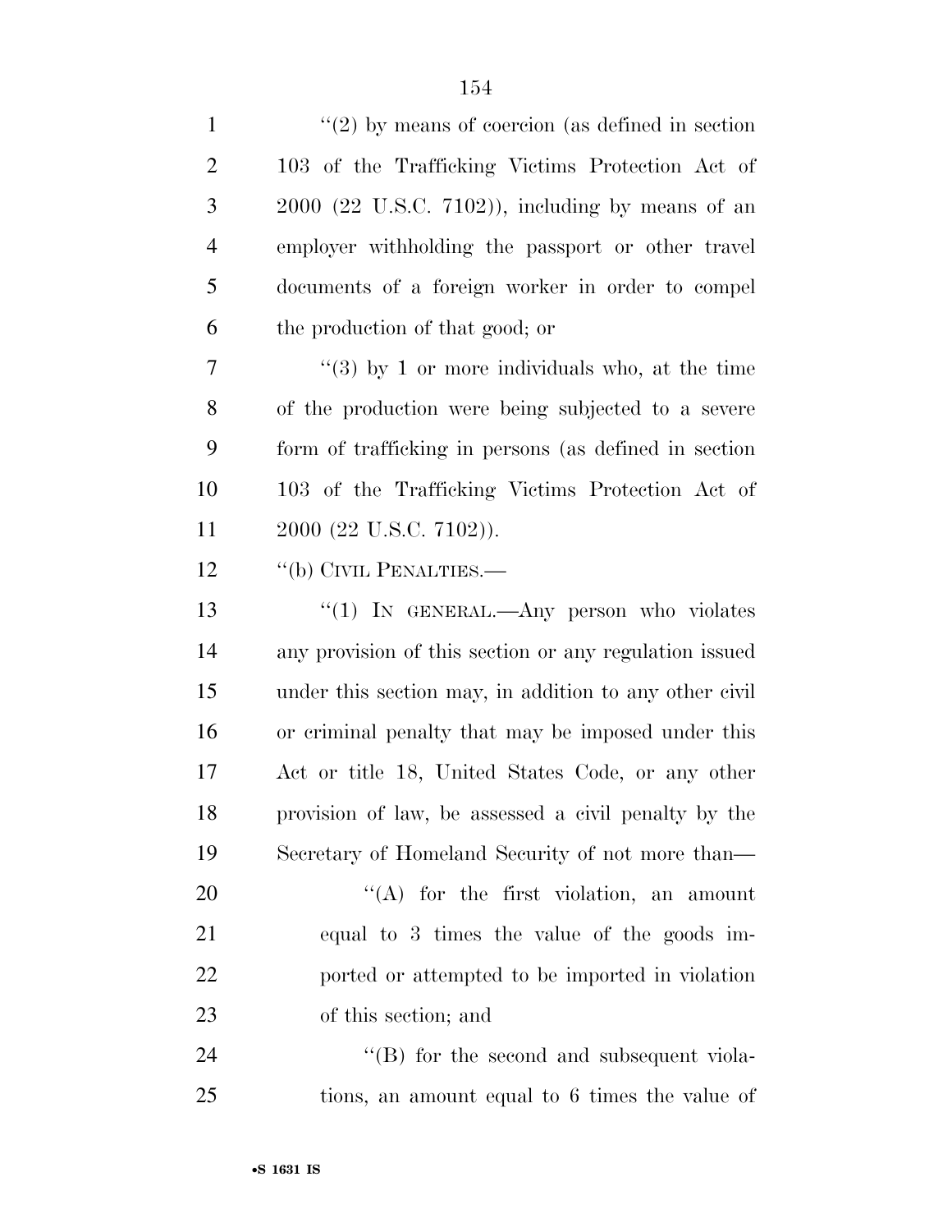''(2) by means of coercion (as defined in section 103 of the Trafficking Victims Protection Act of 2000 (22 U.S.C. 7102)), including by means of an employer withholding the passport or other travel documents of a foreign worker in order to compel the production of that good; or

''(3) by 1 or more individuals who, at the time of the production were being subjected to a severe form of trafficking in persons (as defined in section 103 of the Trafficking Victims Protection Act of 2000 (22 U.S.C. 7102)).

''(b) CIVIL PENALTIES.—

''(1) IN GENERAL.—Any person who violates any provision of this section or any regulation issued under this section may, in addition to any other civil or criminal penalty that may be imposed under this Act or title 18, United States Code, or any other provision of law, be assessed a civil penalty by the Secretary of Homeland Security of not more than—

''(A) for the first violation, an amount equal to 3 times the value of the goods imported or attempted to be imported in violation of this section; and

''(B) for the second and subsequent violations, an amount equal to 6 times the value of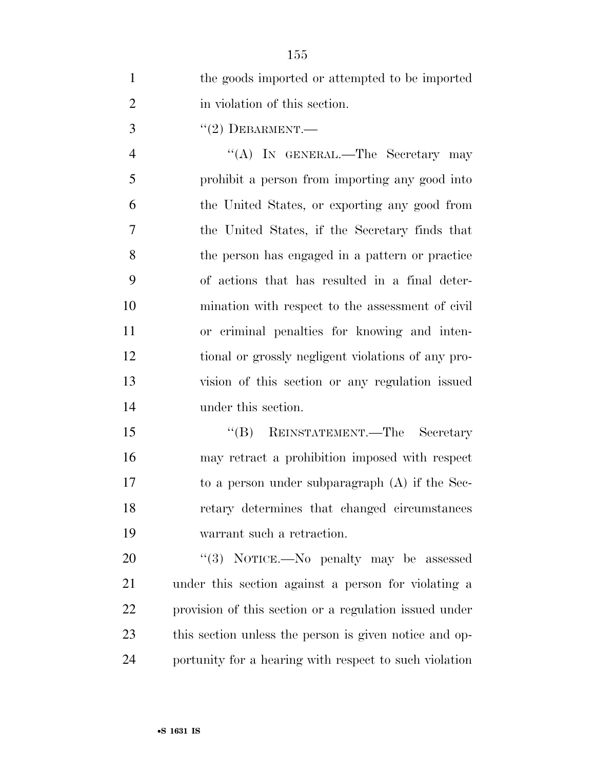the goods imported or attempted to be imported in violation of this section.

"(2) DEBARMENT.—

"(A) IN GENERAL.—The Secretary may prohibit a person from importing any good into the United States, or exporting any good from the United States, if the Secretary finds that the person has engaged in a pattern or practice of actions that has resulted in a final determination with respect to the assessment of civil or criminal penalties for knowing and intentional or grossly negligent violations of any provision of this section or any regulation issued under this section.

"(B) REINSTATEMENT.—The Secretary may retract a prohibition imposed with respect to a person under subparagraph (A) if the Secretary determines that changed circumstances warrant such a retraction.

"(3) NOTICE.—No penalty may be assessed under this section against a person for violating a provision of this section or a regulation issued under this section unless the person is given notice and opportunity for a hearing with respect to such violation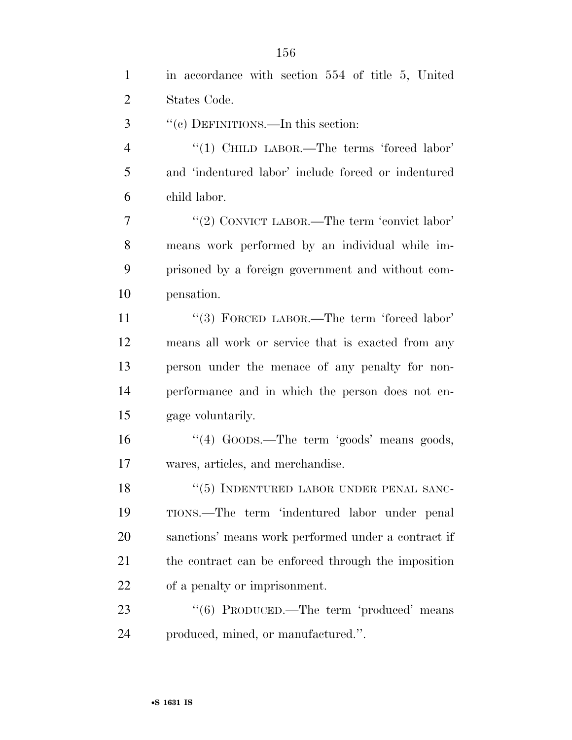in accordance with section 554 of title 5, United States Code.

''(c) DEFINITIONS.—In this section:

''(1) CHILD LABOR.—The terms 'forced labor' and 'indentured labor' include forced or indentured child labor.

''(2) CONVICT LABOR.—The term 'convict labor' means work performed by an individual while imprisoned by a foreign government and without compensation.

''(3) FORCED LABOR.—The term 'forced labor' means all work or service that is exacted from any person under the menace of any penalty for nonperformance and in which the person does not engage voluntarily.

''(4) GOODS.—The term 'goods' means goods, wares, articles, and merchandise.

''(5) INDENTURED LABOR UNDER PENAL SANCTIONS.—The term 'indentured labor under penal sanctions' means work performed under a contract if the contract can be enforced through the imposition of a penalty or imprisonment.

''(6) PRODUCED.—The term 'produced' means produced, mined, or manufactured.''.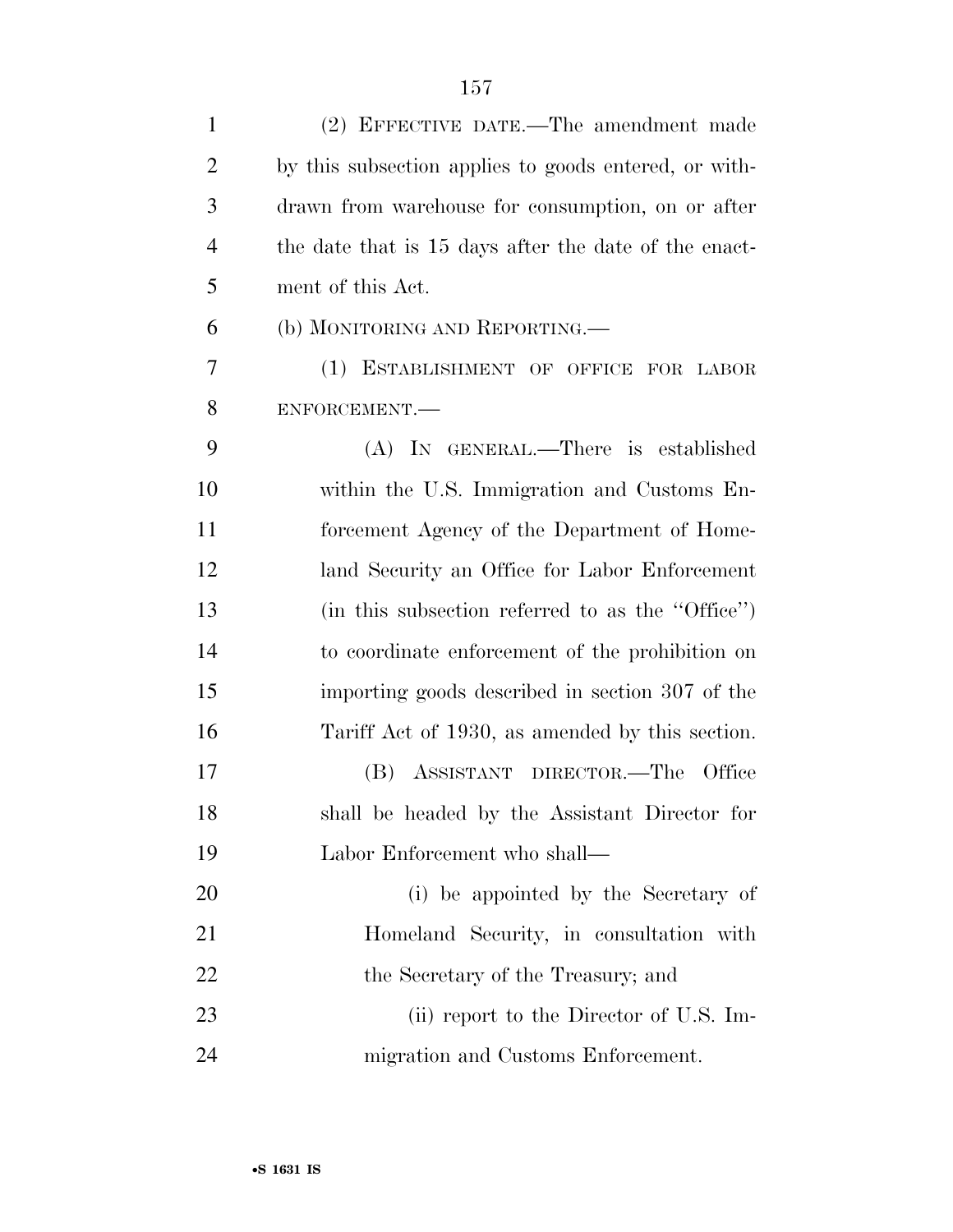(2) EFFECTIVE DATE.—The amendment made by this subsection applies to goods entered, or withdrawn from warehouse for consumption, on or after the date that is 15 days after the date of the enactment of this Act.

(b) MONITORING AND REPORTING.—

(1) ESTABLISHMENT OF OFFICE FOR LABOR ENFORCEMENT.—

(A) IN GENERAL.—There is established within the U.S. Immigration and Customs Enforcement Agency of the Department of Homeland Security an Office for Labor Enforcement (in this subsection referred to as the ''Office'') to coordinate enforcement of the prohibition on importing goods described in section 307 of the Tariff Act of 1930, as amended by this section.

(B) ASSISTANT DIRECTOR.—The Office shall be headed by the Assistant Director for Labor Enforcement who shall—

(i) be appointed by the Secretary of Homeland Security, in consultation with the Secretary of the Treasury; and

(ii) report to the Director of U.S. Immigration and Customs Enforcement.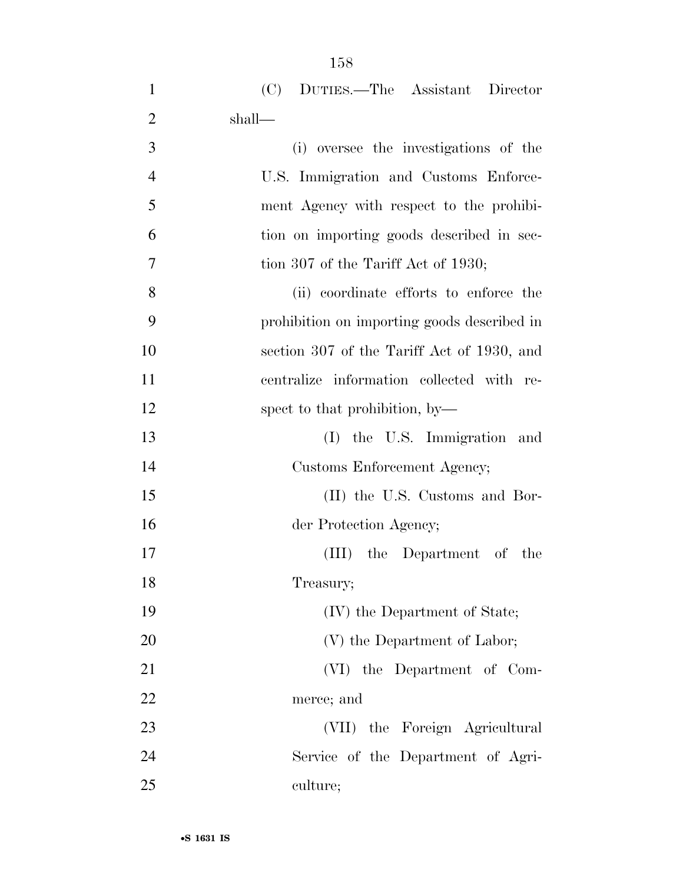(C) DUTIES.—The Assistant Director shall—

(i) oversee the investigations of the U.S. Immigration and Customs Enforcement Agency with respect to the prohibition on importing goods described in section 307 of the Tariff Act of 1930;

(ii) coordinate efforts to enforce the prohibition on importing goods described in section 307 of the Tariff Act of 1930, and centralize information collected with respect to that prohibition, by—

(I) the U.S. Immigration and Customs Enforcement Agency;

(II) the U.S. Customs and Border Protection Agency;

(III) the Department of the Treasury;

(IV) the Department of State;

(V) the Department of Labor;

(VI) the Department of Commerce; and

(VII) the Foreign Agricultural Service of the Department of Agriculture;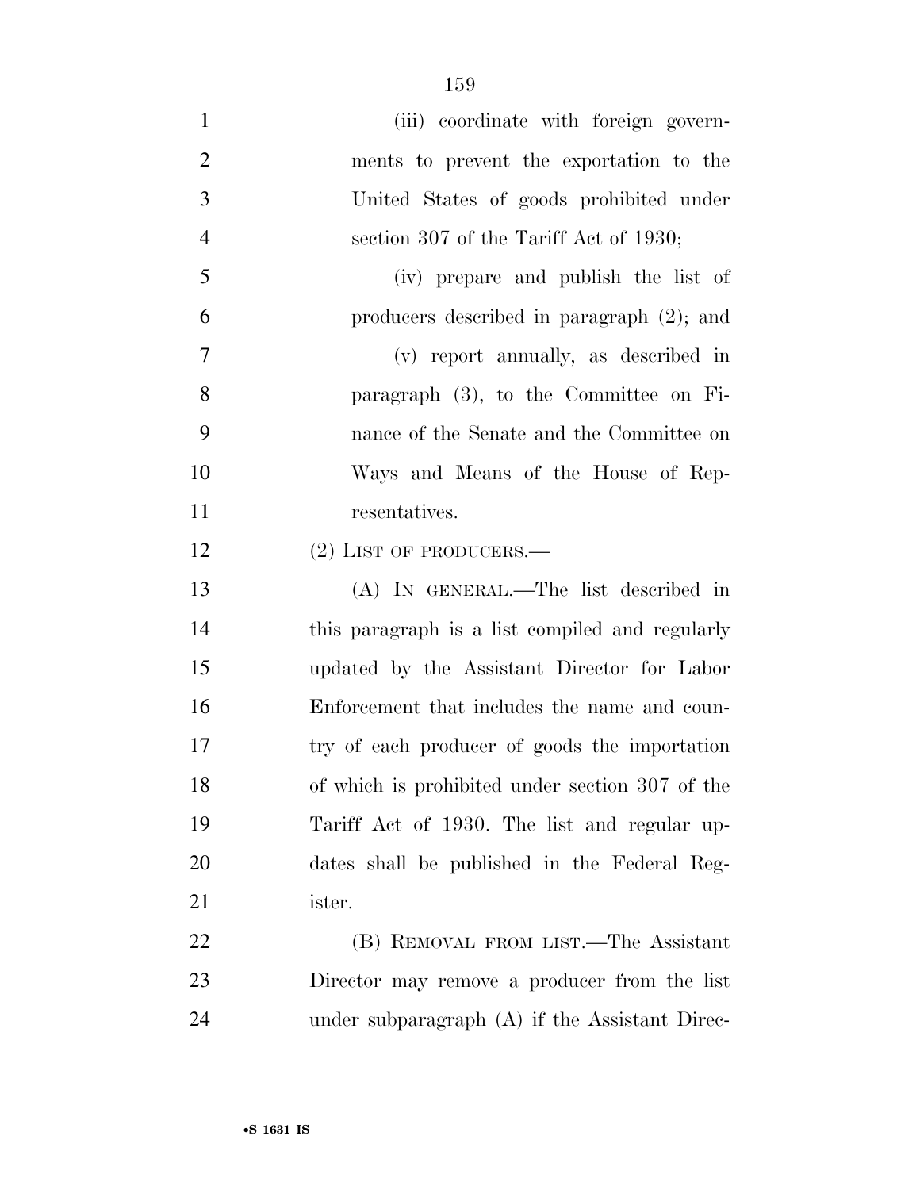(iii) coordinate with foreign governments to prevent the exportation to the United States of goods prohibited under section 307 of the Tariff Act of 1930;

(iv) prepare and publish the list of producers described in paragraph (2); and

(v) report annually, as described in paragraph (3), to the Committee on Finance of the Senate and the Committee on Ways and Means of the House of Representatives.

(2) LIST OF PRODUCERS.—

(A) IN GENERAL.—The list described in this paragraph is a list compiled and regularly updated by the Assistant Director for Labor Enforcement that includes the name and country of each producer of goods the importation of which is prohibited under section 307 of the Tariff Act of 1930. The list and regular updates shall be published in the Federal Register.

(B) REMOVAL FROM LIST.—The Assistant Director may remove a producer from the list under subparagraph (A) if the Assistant Direc-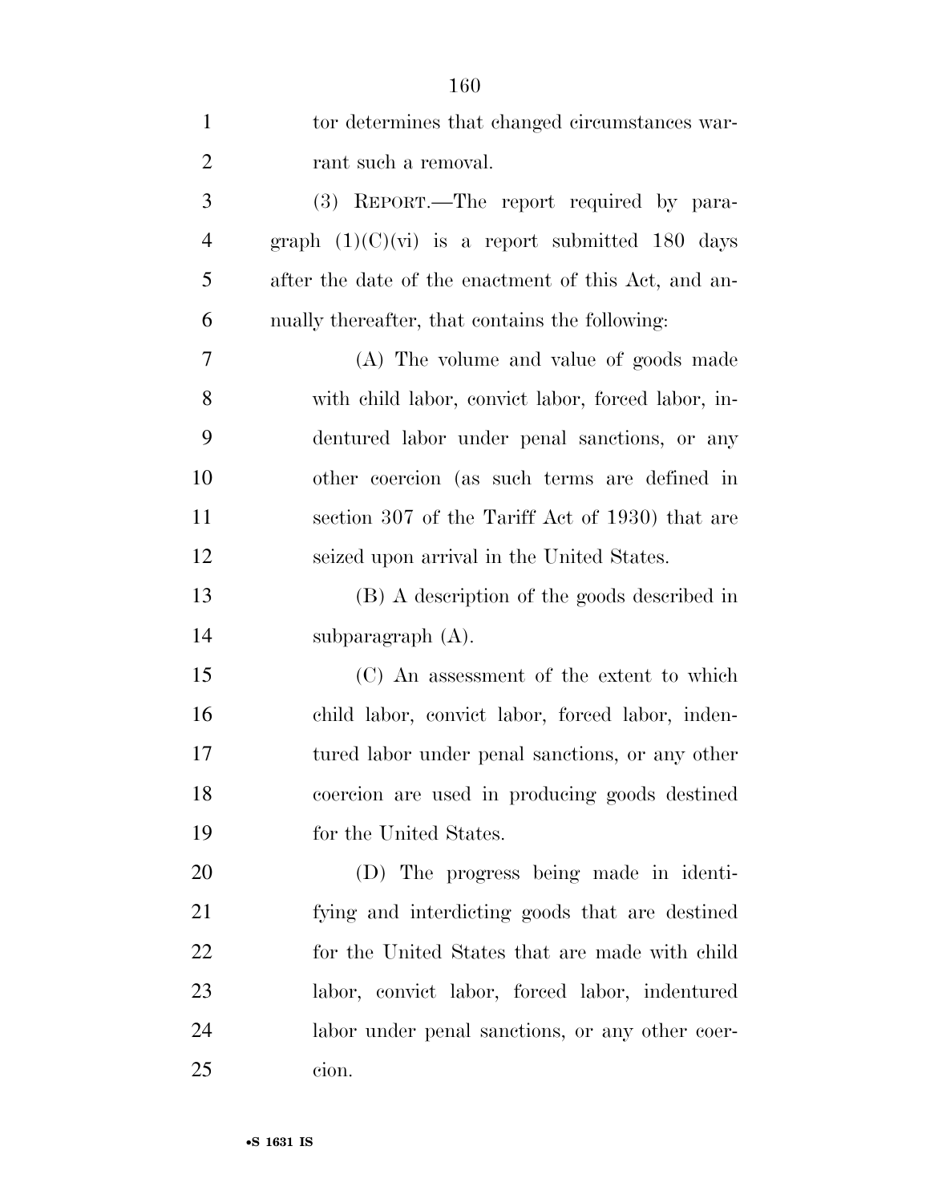tor determines that changed circumstances warrant such a removal.

(3) REPORT.—The report required by paragraph (1)(C)(vi) is a report submitted 180 days after the date of the enactment of this Act, and annually thereafter, that contains the following:

(A) The volume and value of goods made with child labor, convict labor, forced labor, indentured labor under penal sanctions, or any other coercion (as such terms are defined in section 307 of the Tariff Act of 1930) that are seized upon arrival in the United States.

(B) A description of the goods described in subparagraph (A).

(C) An assessment of the extent to which child labor, convict labor, forced labor, indentured labor under penal sanctions, or any other coercion are used in producing goods destined for the United States.

(D) The progress being made in identifying and interdicting goods that are destined for the United States that are made with child labor, convict labor, forced labor, indentured labor under penal sanctions, or any other coercion.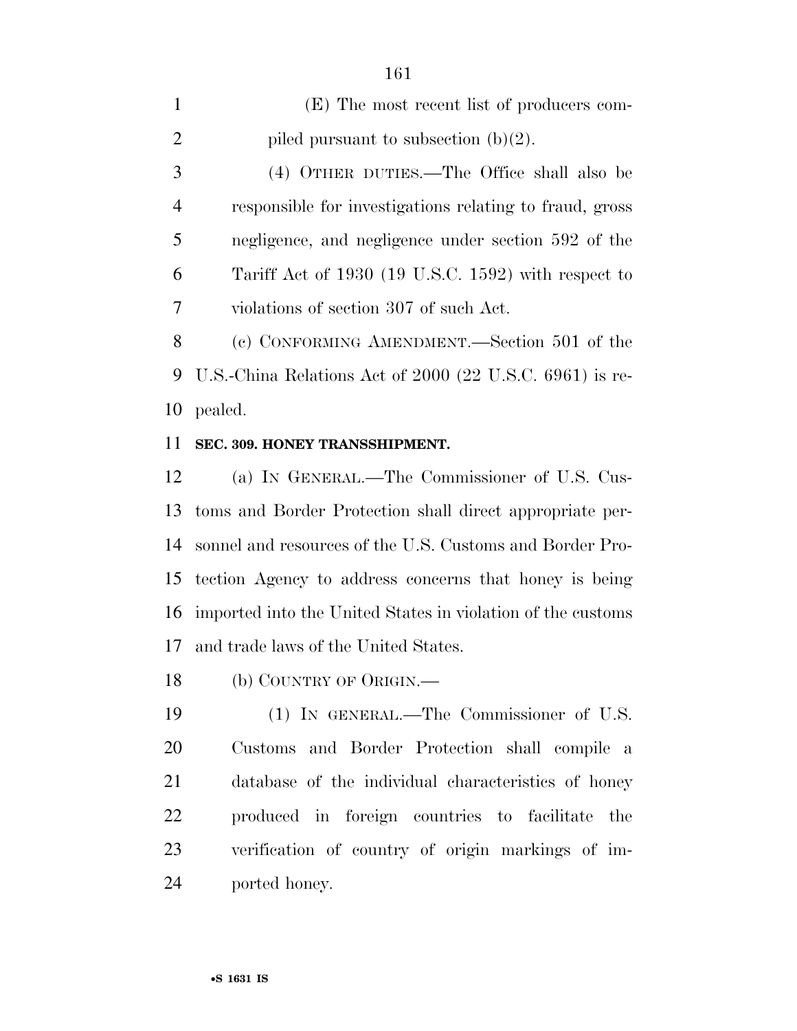(E) The most recent list of producers compiled pursuant to subsection (b)(2).

(4) OTHER DUTIES.—The Office shall also be responsible for investigations relating to fraud, gross negligence, and negligence under section 592 of the Tariff Act of 1930 (19 U.S.C. 1592) with respect to violations of section 307 of such Act.

(c) CONFORMING AMENDMENT.—Section 501 of the U.S.-China Relations Act of 2000 (22 U.S.C. 6961) is repealed.

**SEC. 309. HONEY TRANSSHIPMENT.**

(a) IN GENERAL.—The Commissioner of U.S. Customs and Border Protection shall direct appropriate personnel and resources of the U.S. Customs and Border Protection Agency to address concerns that honey is being imported into the United States in violation of the customs and trade laws of the United States.

(b) COUNTRY OF ORIGIN.—

(1) IN GENERAL.—The Commissioner of U.S. Customs and Border Protection shall compile a database of the individual characteristics of honey produced in foreign countries to facilitate the verification of country of origin markings of imported honey.